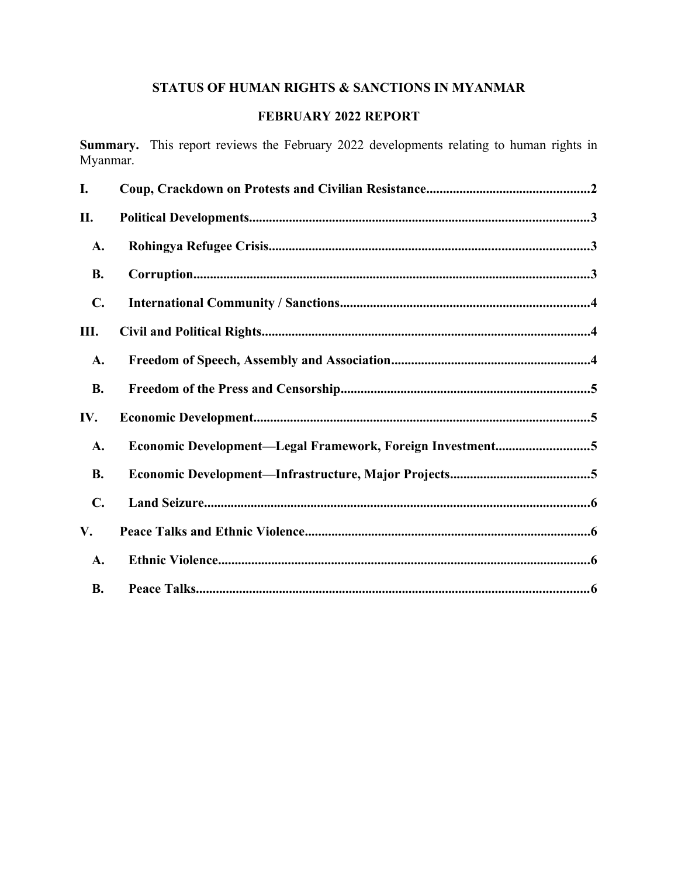# STATUS OF HUMAN RIGHTS & SANCTIONS IN MYANMAR

## FEBRUARY 2022 REPORT

**Summary.** This report reviews the February 2022 developments relating to human rights in Myanmar.

**I. Coup, Crackdown on Protests and Civilian Resistance** .................... 2

**II. Political Developments** .................... 3

- **A. Rohingya Refugee Crisis** .................... 3
- **B. Corruption** .................... 3
- **C. International Community / Sanctions** .................... 4

**III. Civil and Political Rights** .................... 4

- **A. Freedom of Speech, Assembly and Association** .................... 4
- **B. Freedom of the Press and Censorship** .................... 5

**IV. Economic Development** .................... 5

- **A. Economic Development—Legal Framework, Foreign Investment** .................... 5
- **B. Economic Development—Infrastructure, Major Projects** .................... 5
- **C. Land Seizure** .................... 6

**V. Peace Talks and Ethnic Violence** .................... 6

- **A. Ethnic Violence** .................... 6
- **B. Peace Talks** .................... 6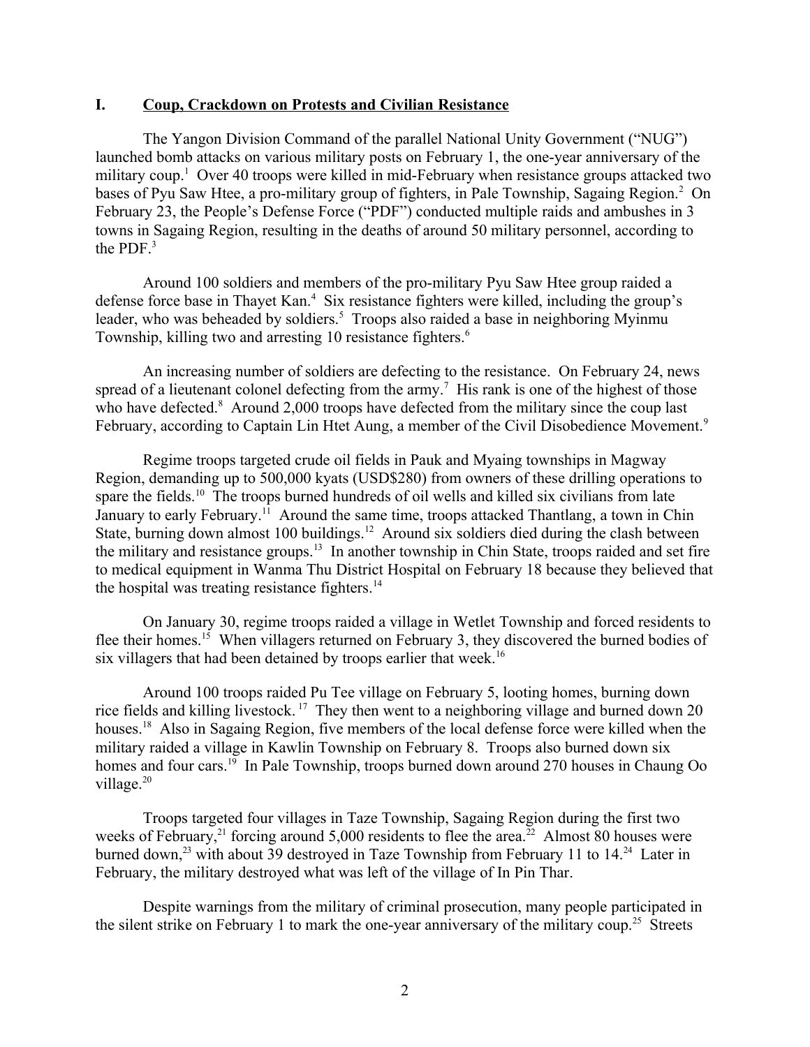## I. Coup, Crackdown on Protests and Civilian Resistance

The Yangon Division Command of the parallel National Unity Government ("NUG") launched bomb attacks on various military posts on February 1, the one-year anniversary of the military coup.[1] Over 40 troops were killed in mid-February when resistance groups attacked two bases of Pyu Saw Htee, a pro-military group of fighters, in Pale Township, Sagaing Region.[2] On February 23, the People's Defense Force ("PDF") conducted multiple raids and ambushes in 3 towns in Sagaing Region, resulting in the deaths of around 50 military personnel, according to the PDF.[3]

Around 100 soldiers and members of the pro-military Pyu Saw Htee group raided a defense force base in Thayet Kan.[4] Six resistance fighters were killed, including the group's leader, who was beheaded by soldiers.[5] Troops also raided a base in neighboring Myinmu Township, killing two and arresting 10 resistance fighters.[6]

An increasing number of soldiers are defecting to the resistance. On February 24, news spread of a lieutenant colonel defecting from the army.[7] His rank is one of the highest of those who have defected.[8] Around 2,000 troops have defected from the military since the coup last February, according to Captain Lin Htet Aung, a member of the Civil Disobedience Movement.[9]

Regime troops targeted crude oil fields in Pauk and Myaing townships in Magway Region, demanding up to 500,000 kyats (USD$280) from owners of these drilling operations to spare the fields.[10] The troops burned hundreds of oil wells and killed six civilians from late January to early February.[11] Around the same time, troops attacked Thantlang, a town in Chin State, burning down almost 100 buildings.[12] Around six soldiers died during the clash between the military and resistance groups.[13] In another township in Chin State, troops raided and set fire to medical equipment in Wanma Thu District Hospital on February 18 because they believed that the hospital was treating resistance fighters.[14]

On January 30, regime troops raided a village in Wetlet Township and forced residents to flee their homes.[15] When villagers returned on February 3, they discovered the burned bodies of six villagers that had been detained by troops earlier that week.[16]

Around 100 troops raided Pu Tee village on February 5, looting homes, burning down rice fields and killing livestock.[17] They then went to a neighboring village and burned down 20 houses.[18] Also in Sagaing Region, five members of the local defense force were killed when the military raided a village in Kawlin Township on February 8. Troops also burned down six homes and four cars.[19] In Pale Township, troops burned down around 270 houses in Chaung Oo village.[20]

Troops targeted four villages in Taze Township, Sagaing Region during the first two weeks of February,[21] forcing around 5,000 residents to flee the area.[22] Almost 80 houses were burned down,[23] with about 39 destroyed in Taze Township from February 11 to 14.[24] Later in February, the military destroyed what was left of the village of In Pin Thar.

Despite warnings from the military of criminal prosecution, many people participated in the silent strike on February 1 to mark the one-year anniversary of the military coup.[25] Streets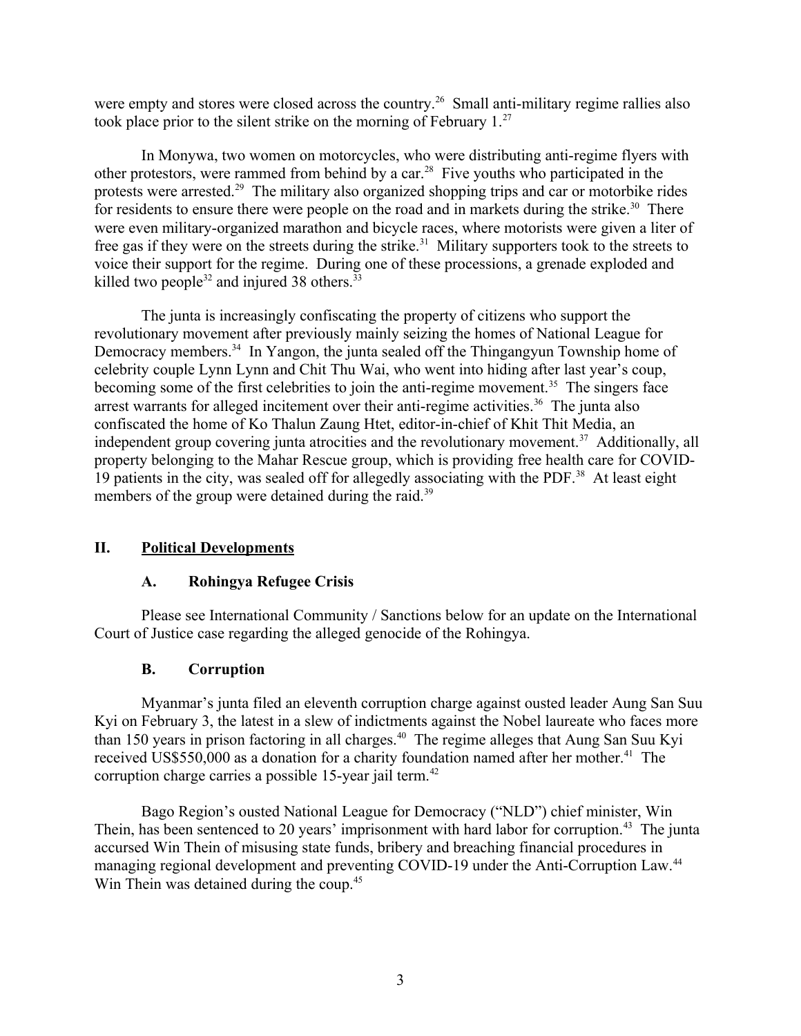were empty and stores were closed across the country.[26] Small anti-military regime rallies also took place prior to the silent strike on the morning of February 1.[27]

In Monywa, two women on motorcycles, who were distributing anti-regime flyers with other protestors, were rammed from behind by a car.[28] Five youths who participated in the protests were arrested.[29] The military also organized shopping trips and car or motorbike rides for residents to ensure there were people on the road and in markets during the strike.[30] There were even military-organized marathon and bicycle races, where motorists were given a liter of free gas if they were on the streets during the strike.[31] Military supporters took to the streets to voice their support for the regime. During one of these processions, a grenade exploded and killed two people[32] and injured 38 others.[33]

The junta is increasingly confiscating the property of citizens who support the revolutionary movement after previously mainly seizing the homes of National League for Democracy members.[34] In Yangon, the junta sealed off the Thingangyun Township home of celebrity couple Lynn Lynn and Chit Thu Wai, who went into hiding after last year's coup, becoming some of the first celebrities to join the anti-regime movement.[35] The singers face arrest warrants for alleged incitement over their anti-regime activities.[36] The junta also confiscated the home of Ko Thalun Zaung Htet, editor-in-chief of Khit Thit Media, an independent group covering junta atrocities and the revolutionary movement.[37] Additionally, all property belonging to the Mahar Rescue group, which is providing free health care for COVID-19 patients in the city, was sealed off for allegedly associating with the PDF.[38] At least eight members of the group were detained during the raid.[39]

## II. Political Developments

### A. Rohingya Refugee Crisis

Please see International Community / Sanctions below for an update on the International Court of Justice case regarding the alleged genocide of the Rohingya.

### B. Corruption

Myanmar's junta filed an eleventh corruption charge against ousted leader Aung San Suu Kyi on February 3, the latest in a slew of indictments against the Nobel laureate who faces more than 150 years in prison factoring in all charges.[40] The regime alleges that Aung San Suu Kyi received US$550,000 as a donation for a charity foundation named after her mother.[41] The corruption charge carries a possible 15-year jail term.[42]

Bago Region's ousted National League for Democracy ("NLD") chief minister, Win Thein, has been sentenced to 20 years' imprisonment with hard labor for corruption.[43] The junta accursed Win Thein of misusing state funds, bribery and breaching financial procedures in managing regional development and preventing COVID-19 under the Anti-Corruption Law.[44] Win Thein was detained during the coup.[45]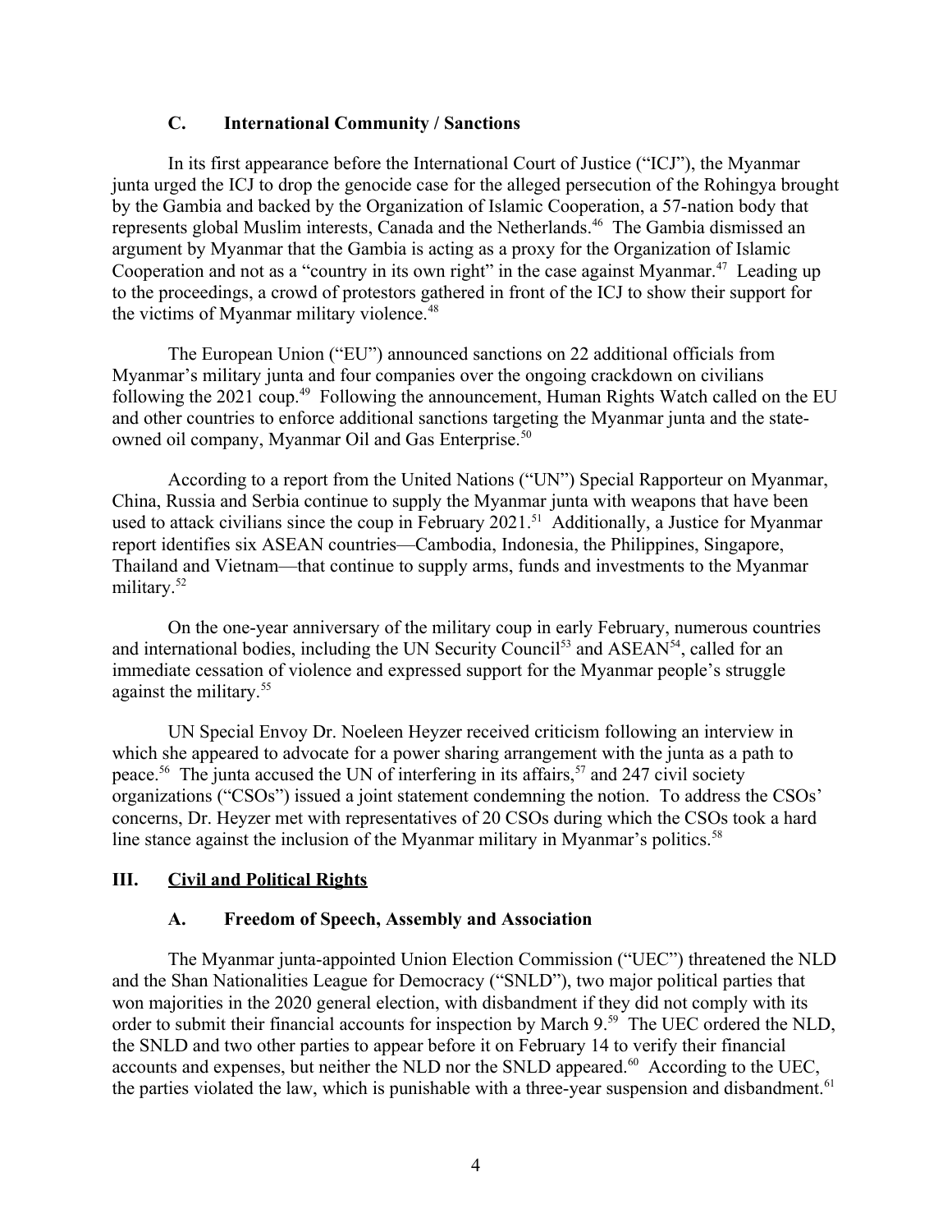### C. International Community / Sanctions

In its first appearance before the International Court of Justice ("ICJ"), the Myanmar junta urged the ICJ to drop the genocide case for the alleged persecution of the Rohingya brought by the Gambia and backed by the Organization of Islamic Cooperation, a 57-nation body that represents global Muslim interests, Canada and the Netherlands.[46] The Gambia dismissed an argument by Myanmar that the Gambia is acting as a proxy for the Organization of Islamic Cooperation and not as a "country in its own right" in the case against Myanmar.[47] Leading up to the proceedings, a crowd of protestors gathered in front of the ICJ to show their support for the victims of Myanmar military violence.[48]

The European Union ("EU") announced sanctions on 22 additional officials from Myanmar's military junta and four companies over the ongoing crackdown on civilians following the 2021 coup.[49] Following the announcement, Human Rights Watch called on the EU and other countries to enforce additional sanctions targeting the Myanmar junta and the state-owned oil company, Myanmar Oil and Gas Enterprise.[50]

According to a report from the United Nations ("UN") Special Rapporteur on Myanmar, China, Russia and Serbia continue to supply the Myanmar junta with weapons that have been used to attack civilians since the coup in February 2021.[51] Additionally, a Justice for Myanmar report identifies six ASEAN countries—Cambodia, Indonesia, the Philippines, Singapore, Thailand and Vietnam—that continue to supply arms, funds and investments to the Myanmar military.[52]

On the one-year anniversary of the military coup in early February, numerous countries and international bodies, including the UN Security Council[53] and ASEAN[54], called for an immediate cessation of violence and expressed support for the Myanmar people's struggle against the military.[55]

UN Special Envoy Dr. Noeleen Heyzer received criticism following an interview in which she appeared to advocate for a power sharing arrangement with the junta as a path to peace.[56] The junta accused the UN of interfering in its affairs,[57] and 247 civil society organizations ("CSOs") issued a joint statement condemning the notion. To address the CSOs' concerns, Dr. Heyzer met with representatives of 20 CSOs during which the CSOs took a hard line stance against the inclusion of the Myanmar military in Myanmar's politics.[58]

## III. Civil and Political Rights

### A. Freedom of Speech, Assembly and Association

The Myanmar junta-appointed Union Election Commission ("UEC") threatened the NLD and the Shan Nationalities League for Democracy ("SNLD"), two major political parties that won majorities in the 2020 general election, with disbandment if they did not comply with its order to submit their financial accounts for inspection by March 9.[59] The UEC ordered the NLD, the SNLD and two other parties to appear before it on February 14 to verify their financial accounts and expenses, but neither the NLD nor the SNLD appeared.[60] According to the UEC, the parties violated the law, which is punishable with a three-year suspension and disbandment.[61]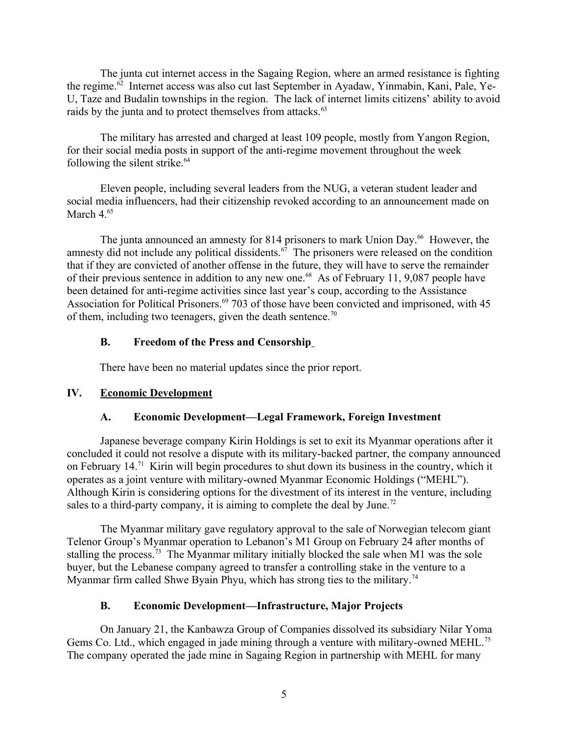The junta cut internet access in the Sagaing Region, where an armed resistance is fighting the regime.[62] Internet access was also cut last September in Ayadaw, Yinmabin, Kani, Pale, Ye-U, Taze and Budalin townships in the region. The lack of internet limits citizens' ability to avoid raids by the junta and to protect themselves from attacks.[63]

The military has arrested and charged at least 109 people, mostly from Yangon Region, for their social media posts in support of the anti-regime movement throughout the week following the silent strike.[64]

Eleven people, including several leaders from the NUG, a veteran student leader and social media influencers, had their citizenship revoked according to an announcement made on March 4.[65]

The junta announced an amnesty for 814 prisoners to mark Union Day.[66] However, the amnesty did not include any political dissidents.[67] The prisoners were released on the condition that if they are convicted of another offense in the future, they will have to serve the remainder of their previous sentence in addition to any new one.[68] As of February 11, 9,087 people have been detained for anti-regime activities since last year's coup, according to the Assistance Association for Political Prisoners.[69] 703 of those have been convicted and imprisoned, with 45 of them, including two teenagers, given the death sentence.[70]

### B. Freedom of the Press and Censorship

There have been no material updates since the prior report.

## IV. Economic Development

### A. Economic Development—Legal Framework, Foreign Investment

Japanese beverage company Kirin Holdings is set to exit its Myanmar operations after it concluded it could not resolve a dispute with its military-backed partner, the company announced on February 14.[71] Kirin will begin procedures to shut down its business in the country, which it operates as a joint venture with military-owned Myanmar Economic Holdings ("MEHL"). Although Kirin is considering options for the divestment of its interest in the venture, including sales to a third-party company, it is aiming to complete the deal by June.[72]

The Myanmar military gave regulatory approval to the sale of Norwegian telecom giant Telenor Group's Myanmar operation to Lebanon's M1 Group on February 24 after months of stalling the process.[73] The Myanmar military initially blocked the sale when M1 was the sole buyer, but the Lebanese company agreed to transfer a controlling stake in the venture to a Myanmar firm called Shwe Byain Phyu, which has strong ties to the military.[74]

### B. Economic Development—Infrastructure, Major Projects

On January 21, the Kanbawza Group of Companies dissolved its subsidiary Nilar Yoma Gems Co. Ltd., which engaged in jade mining through a venture with military-owned MEHL.[75] The company operated the jade mine in Sagaing Region in partnership with MEHL for many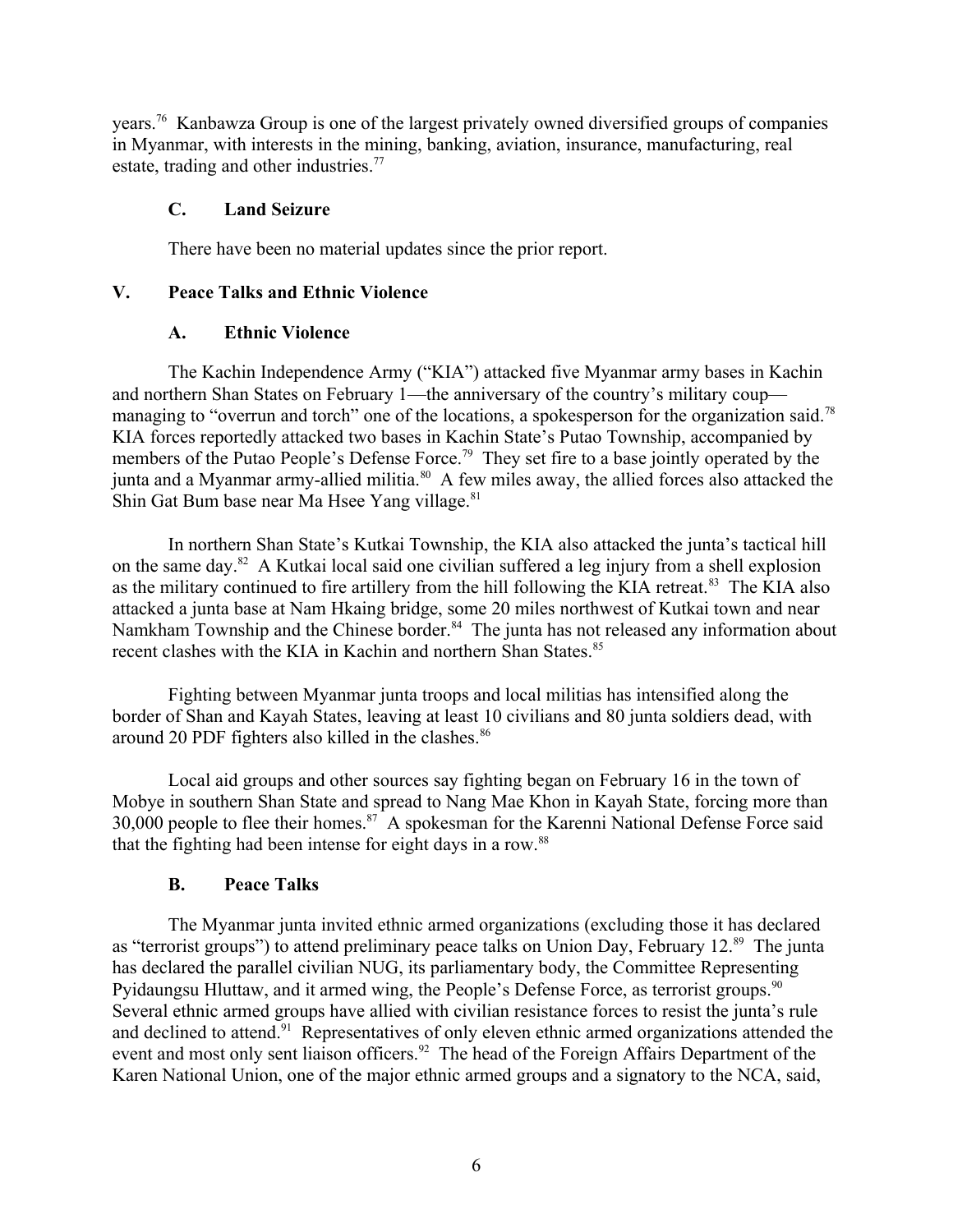years.[76] Kanbawza Group is one of the largest privately owned diversified groups of companies in Myanmar, with interests in the mining, banking, aviation, insurance, manufacturing, real estate, trading and other industries.[77]

### C. Land Seizure

There have been no material updates since the prior report.

## V. Peace Talks and Ethnic Violence

### A. Ethnic Violence

The Kachin Independence Army ("KIA") attacked five Myanmar army bases in Kachin and northern Shan States on February 1—the anniversary of the country's military coup—managing to "overrun and torch" one of the locations, a spokesperson for the organization said.[78] KIA forces reportedly attacked two bases in Kachin State's Putao Township, accompanied by members of the Putao People's Defense Force.[79] They set fire to a base jointly operated by the junta and a Myanmar army-allied militia.[80] A few miles away, the allied forces also attacked the Shin Gat Bum base near Ma Hsee Yang village.[81]

In northern Shan State's Kutkai Township, the KIA also attacked the junta's tactical hill on the same day.[82] A Kutkai local said one civilian suffered a leg injury from a shell explosion as the military continued to fire artillery from the hill following the KIA retreat.[83] The KIA also attacked a junta base at Nam Hkaing bridge, some 20 miles northwest of Kutkai town and near Namkham Township and the Chinese border.[84] The junta has not released any information about recent clashes with the KIA in Kachin and northern Shan States.[85]

Fighting between Myanmar junta troops and local militias has intensified along the border of Shan and Kayah States, leaving at least 10 civilians and 80 junta soldiers dead, with around 20 PDF fighters also killed in the clashes.[86]

Local aid groups and other sources say fighting began on February 16 in the town of Mobye in southern Shan State and spread to Nang Mae Khon in Kayah State, forcing more than 30,000 people to flee their homes.[87] A spokesman for the Karenni National Defense Force said that the fighting had been intense for eight days in a row.[88]

### B. Peace Talks

The Myanmar junta invited ethnic armed organizations (excluding those it has declared as "terrorist groups") to attend preliminary peace talks on Union Day, February 12.[89] The junta has declared the parallel civilian NUG, its parliamentary body, the Committee Representing Pyidaungsu Hluttaw, and it armed wing, the People's Defense Force, as terrorist groups.[90] Several ethnic armed groups have allied with civilian resistance forces to resist the junta's rule and declined to attend.[91] Representatives of only eleven ethnic armed organizations attended the event and most only sent liaison officers.[92] The head of the Foreign Affairs Department of the Karen National Union, one of the major ethnic armed groups and a signatory to the NCA, said,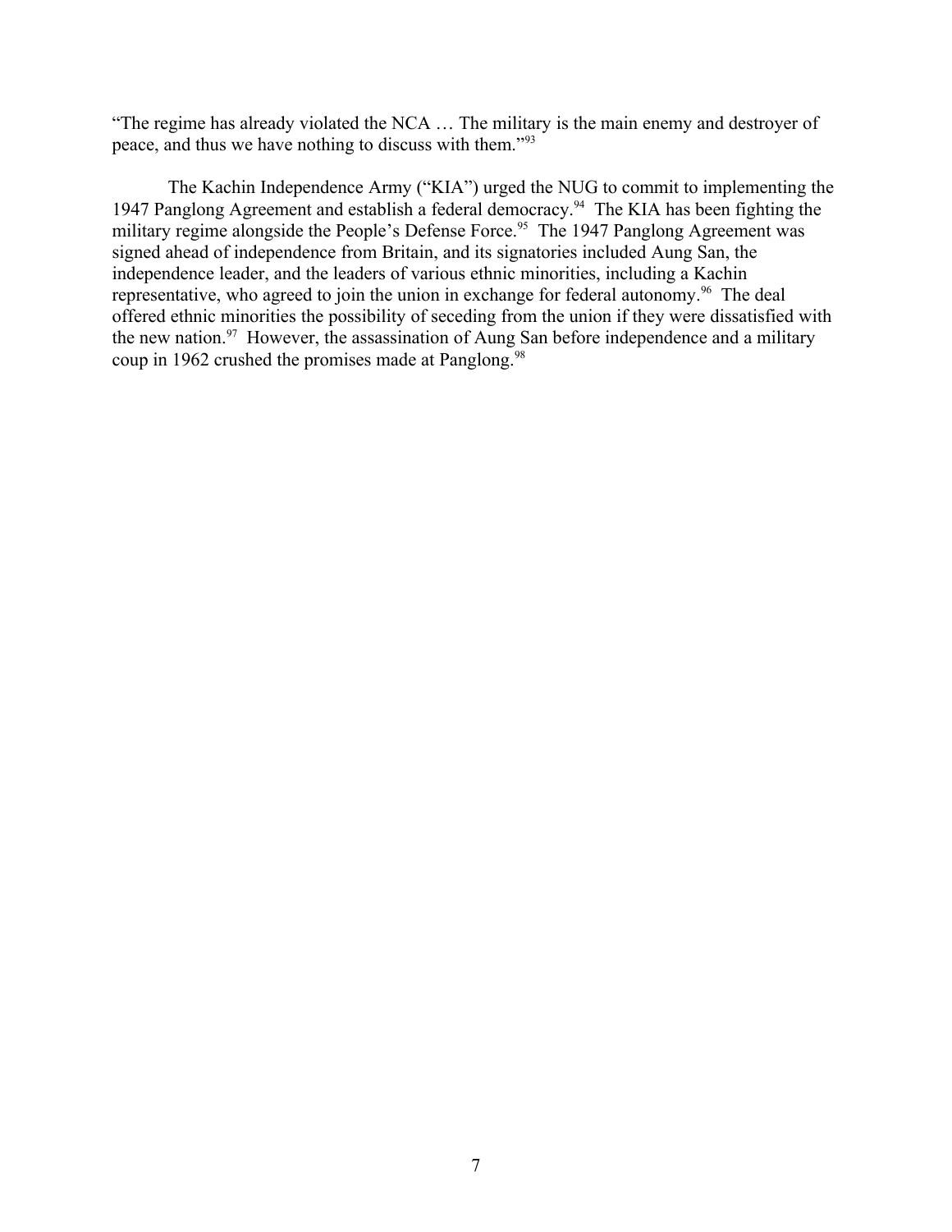"The regime has already violated the NCA … The military is the main enemy and destroyer of peace, and thus we have nothing to discuss with them."[93]

The Kachin Independence Army ("KIA") urged the NUG to commit to implementing the 1947 Panglong Agreement and establish a federal democracy.[94] The KIA has been fighting the military regime alongside the People's Defense Force.[95] The 1947 Panglong Agreement was signed ahead of independence from Britain, and its signatories included Aung San, the independence leader, and the leaders of various ethnic minorities, including a Kachin representative, who agreed to join the union in exchange for federal autonomy.[96] The deal offered ethnic minorities the possibility of seceding from the union if they were dissatisfied with the new nation.[97] However, the assassination of Aung San before independence and a military coup in 1962 crushed the promises made at Panglong.[98]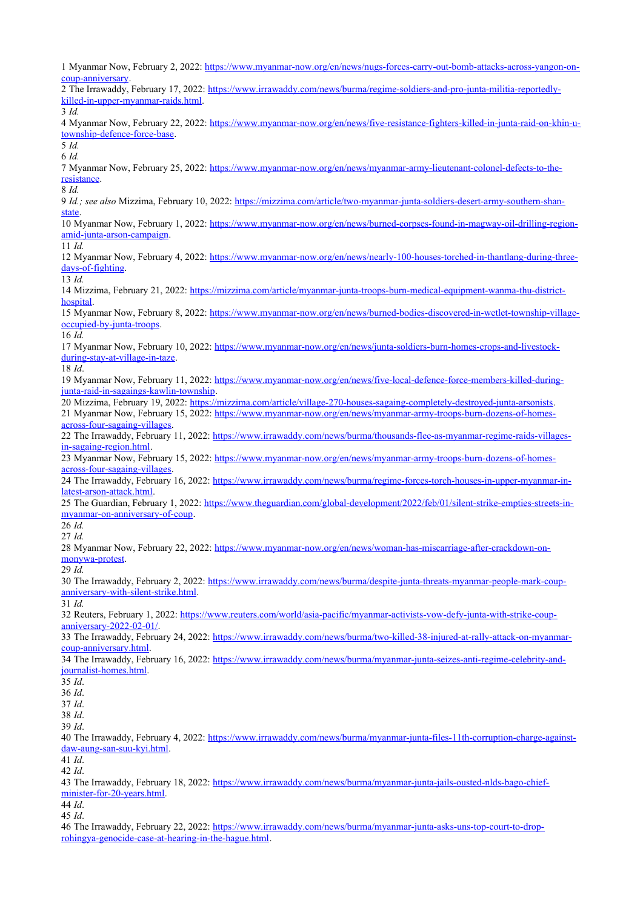1 Myanmar Now, February 2, 2022: https://www.myanmar-now.org/en/news/nugs-forces-carry-out-bomb-attacks-across-yangon-on-coup-anniversary.

2 The Irrawaddy, February 17, 2022: https://www.irrawaddy.com/news/burma/regime-soldiers-and-pro-junta-militia-reportedly-killed-in-upper-myanmar-raids.html.

3 *Id.*

4 Myanmar Now, February 22, 2022: https://www.myanmar-now.org/en/news/five-resistance-fighters-killed-in-junta-raid-on-khin-u-township-defence-force-base.

5 *Id.*

6 *Id.*

7 Myanmar Now, February 25, 2022: https://www.myanmar-now.org/en/news/myanmar-army-lieutenant-colonel-defects-to-the-resistance.

8 *Id.*

9 *Id.; see also* Mizzima, February 10, 2022: https://mizzima.com/article/two-myanmar-junta-soldiers-desert-army-southern-shan-state.

10 Myanmar Now, February 1, 2022: https://www.myanmar-now.org/en/news/burned-corpses-found-in-magway-oil-drilling-region-amid-junta-arson-campaign.

11 *Id.*

12 Myanmar Now, February 4, 2022: https://www.myanmar-now.org/en/news/nearly-100-houses-torched-in-thantlang-during-three-days-of-fighting.

13 *Id.*

14 Mizzima, February 21, 2022: https://mizzima.com/article/myanmar-junta-troops-burn-medical-equipment-wanma-thu-district-hospital.

15 Myanmar Now, February 8, 2022: https://www.myanmar-now.org/en/news/burned-bodies-discovered-in-wetlet-township-village-occupied-by-junta-troops.

16 *Id.*

17 Myanmar Now, February 10, 2022: https://www.myanmar-now.org/en/news/junta-soldiers-burn-homes-crops-and-livestock-during-stay-at-village-in-taze.

18 *Id*.

19 Myanmar Now, February 11, 2022: https://www.myanmar-now.org/en/news/five-local-defence-force-members-killed-during-junta-raid-in-sagaings-kawlin-township.

20 Mizzima, February 19, 2022: https://mizzima.com/article/village-270-houses-sagaing-completely-destroyed-junta-arsonists.

21 Myanmar Now, February 15, 2022: https://www.myanmar-now.org/en/news/myanmar-army-troops-burn-dozens-of-homes-across-four-sagaing-villages.

22 The Irrawaddy, February 11, 2022: https://www.irrawaddy.com/news/burma/thousands-flee-as-myanmar-regime-raids-villages-in-sagaing-region.html.

23 Myanmar Now, February 15, 2022: https://www.myanmar-now.org/en/news/myanmar-army-troops-burn-dozens-of-homes-across-four-sagaing-villages.

24 The Irrawaddy, February 16, 2022: https://www.irrawaddy.com/news/burma/regime-forces-torch-houses-in-upper-myanmar-in-latest-arson-attack.html.

25 The Guardian, February 1, 2022: https://www.theguardian.com/global-development/2022/feb/01/silent-strike-empties-streets-in-myanmar-on-anniversary-of-coup.

26 *Id.*

27 *Id.*

28 Myanmar Now, February 22, 2022: https://www.myanmar-now.org/en/news/woman-has-miscarriage-after-crackdown-on-monywa-protest.

29 *Id.*

30 The Irrawaddy, February 2, 2022: https://www.irrawaddy.com/news/burma/despite-junta-threats-myanmar-people-mark-coup-anniversary-with-silent-strike.html.

31 *Id.*

32 Reuters, February 1, 2022: https://www.reuters.com/world/asia-pacific/myanmar-activists-vow-defy-junta-with-strike-coup-anniversary-2022-02-01/.

33 The Irrawaddy, February 24, 2022: https://www.irrawaddy.com/news/burma/two-killed-38-injured-at-rally-attack-on-myanmar-coup-anniversary.html.

34 The Irrawaddy, February 16, 2022: https://www.irrawaddy.com/news/burma/myanmar-junta-seizes-anti-regime-celebrity-and-journalist-homes.html.

35 *Id*.

36 *Id*.

37 *Id*.

38 *Id*.

39 *Id*.

40 The Irrawaddy, February 4, 2022: https://www.irrawaddy.com/news/burma/myanmar-junta-files-11th-corruption-charge-against-daw-aung-san-suu-kyi.html.

41 *Id*.

42 *Id*.

43 The Irrawaddy, February 18, 2022: https://www.irrawaddy.com/news/burma/myanmar-junta-jails-ousted-nlds-bago-chief-minister-for-20-years.html.

44 *Id*.

45 *Id*.

46 The Irrawaddy, February 22, 2022: https://www.irrawaddy.com/news/burma/myanmar-junta-asks-uns-top-court-to-drop-rohingya-genocide-case-at-hearing-in-the-hague.html.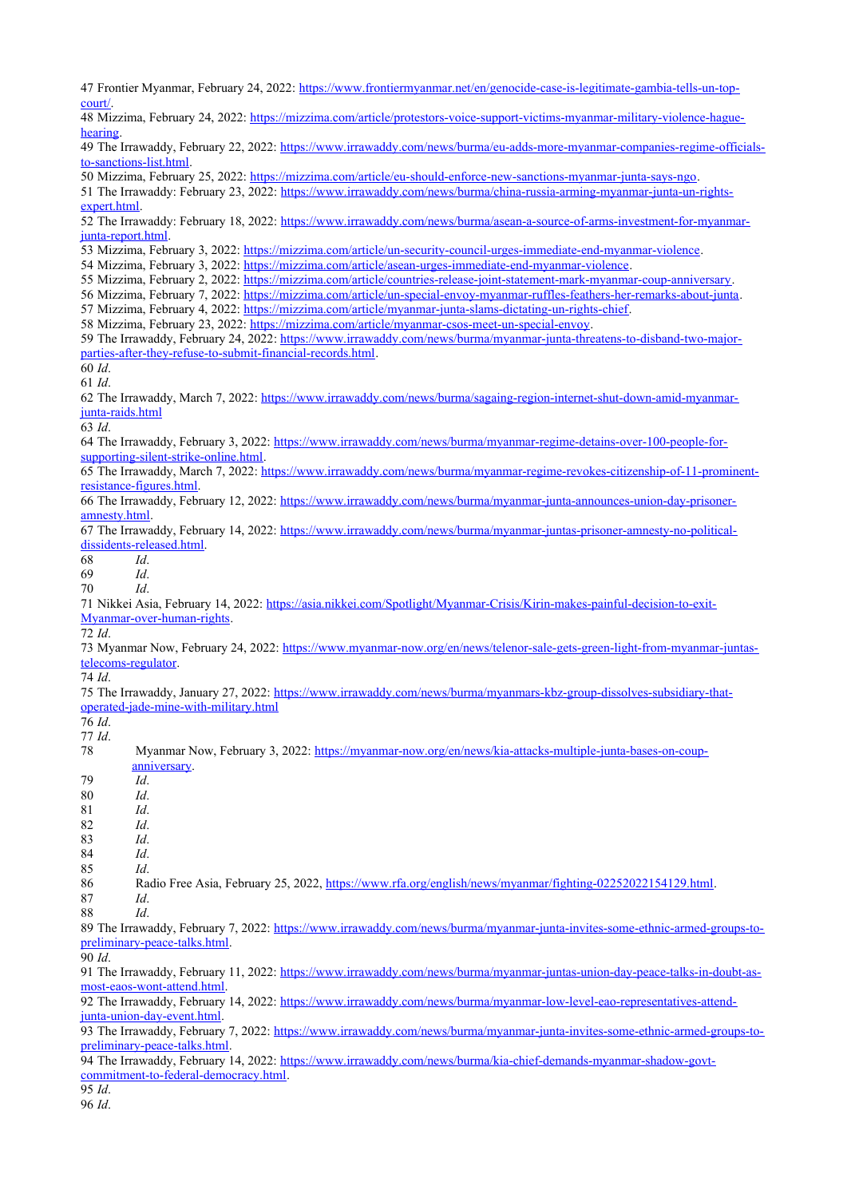47 Frontier Myanmar, February 24, 2022: https://www.frontiermyanmar.net/en/genocide-case-is-legitimate-gambia-tells-un-top-court/.

48 Mizzima, February 24, 2022: https://mizzima.com/article/protestors-voice-support-victims-myanmar-military-violence-hague-hearing.

49 The Irrawaddy, February 22, 2022: https://www.irrawaddy.com/news/burma/eu-adds-more-myanmar-companies-regime-officials-to-sanctions-list.html.

50 Mizzima, February 25, 2022: https://mizzima.com/article/eu-should-enforce-new-sanctions-myanmar-junta-says-ngo.

51 The Irrawaddy: February 23, 2022: https://www.irrawaddy.com/news/burma/china-russia-arming-myanmar-junta-un-rights-expert.html.

52 The Irrawaddy: February 18, 2022: https://www.irrawaddy.com/news/burma/asean-a-source-of-arms-investment-for-myanmar-junta-report.html.

53 Mizzima, February 3, 2022: https://mizzima.com/article/un-security-council-urges-immediate-end-myanmar-violence.

54 Mizzima, February 3, 2022: https://mizzima.com/article/asean-urges-immediate-end-myanmar-violence.

55 Mizzima, February 2, 2022: https://mizzima.com/article/countries-release-joint-statement-mark-myanmar-coup-anniversary.

56 Mizzima, February 7, 2022: https://mizzima.com/article/un-special-envoy-myanmar-ruffles-feathers-her-remarks-about-junta.

57 Mizzima, February 4, 2022: https://mizzima.com/article/myanmar-junta-slams-dictating-un-rights-chief.

58 Mizzima, February 23, 2022: https://mizzima.com/article/myanmar-csos-meet-un-special-envoy.

59 The Irrawaddy, February 24, 2022: https://www.irrawaddy.com/news/burma/myanmar-junta-threatens-to-disband-two-major-parties-after-they-refuse-to-submit-financial-records.html.

60 *Id*.

61 *Id*.

62 The Irrawaddy, March 7, 2022: https://www.irrawaddy.com/news/burma/sagaing-region-internet-shut-down-amid-myanmar-junta-raids.html

63 *Id*.

64 The Irrawaddy, February 3, 2022: https://www.irrawaddy.com/news/burma/myanmar-regime-detains-over-100-people-for-supporting-silent-strike-online.html.

65 The Irrawaddy, March 7, 2022: https://www.irrawaddy.com/news/burma/myanmar-regime-revokes-citizenship-of-11-prominent-resistance-figures.html.

66 The Irrawaddy, February 12, 2022: https://www.irrawaddy.com/news/burma/myanmar-junta-announces-union-day-prisoner-amnesty.html.

67 The Irrawaddy, February 14, 2022: https://www.irrawaddy.com/news/burma/myanmar-juntas-prisoner-amnesty-no-political-dissidents-released.html.

68 *Id*.

69 *Id*.

70 *Id*.

71 Nikkei Asia, February 14, 2022: https://asia.nikkei.com/Spotlight/Myanmar-Crisis/Kirin-makes-painful-decision-to-exit-Myanmar-over-human-rights.

72 *Id*.

73 Myanmar Now, February 24, 2022: https://www.myanmar-now.org/en/news/telenor-sale-gets-green-light-from-myanmar-juntas-telecoms-regulator.

74 *Id*.

75 The Irrawaddy, January 27, 2022: https://www.irrawaddy.com/news/burma/myanmars-kbz-group-dissolves-subsidiary-that-operated-jade-mine-with-military.html

76 *Id*.

77 *Id*.

78 Myanmar Now, February 3, 2022: https://myanmar-now.org/en/news/kia-attacks-multiple-junta-bases-on-coup-anniversary.

79 *Id*.

80 *Id*.

81 *Id*.

82 *Id*.

83 *Id*.

84 *Id*.

85 *Id*.

86 Radio Free Asia, February 25, 2022, https://www.rfa.org/english/news/myanmar/fighting-02252022154129.html.

87 *Id*.

88 *Id*.

89 The Irrawaddy, February 7, 2022: https://www.irrawaddy.com/news/burma/myanmar-junta-invites-some-ethnic-armed-groups-to-preliminary-peace-talks.html.

90 *Id*.

91 The Irrawaddy, February 11, 2022: https://www.irrawaddy.com/news/burma/myanmar-juntas-union-day-peace-talks-in-doubt-as-most-eaos-wont-attend.html.

92 The Irrawaddy, February 14, 2022: https://www.irrawaddy.com/news/burma/myanmar-low-level-eao-representatives-attend-junta-union-day-event.html.

93 The Irrawaddy, February 7, 2022: https://www.irrawaddy.com/news/burma/myanmar-junta-invites-some-ethnic-armed-groups-to-preliminary-peace-talks.html.

94 The Irrawaddy, February 14, 2022: https://www.irrawaddy.com/news/burma/kia-chief-demands-myanmar-shadow-govt-commitment-to-federal-democracy.html.

95 *Id*.

96 *Id*.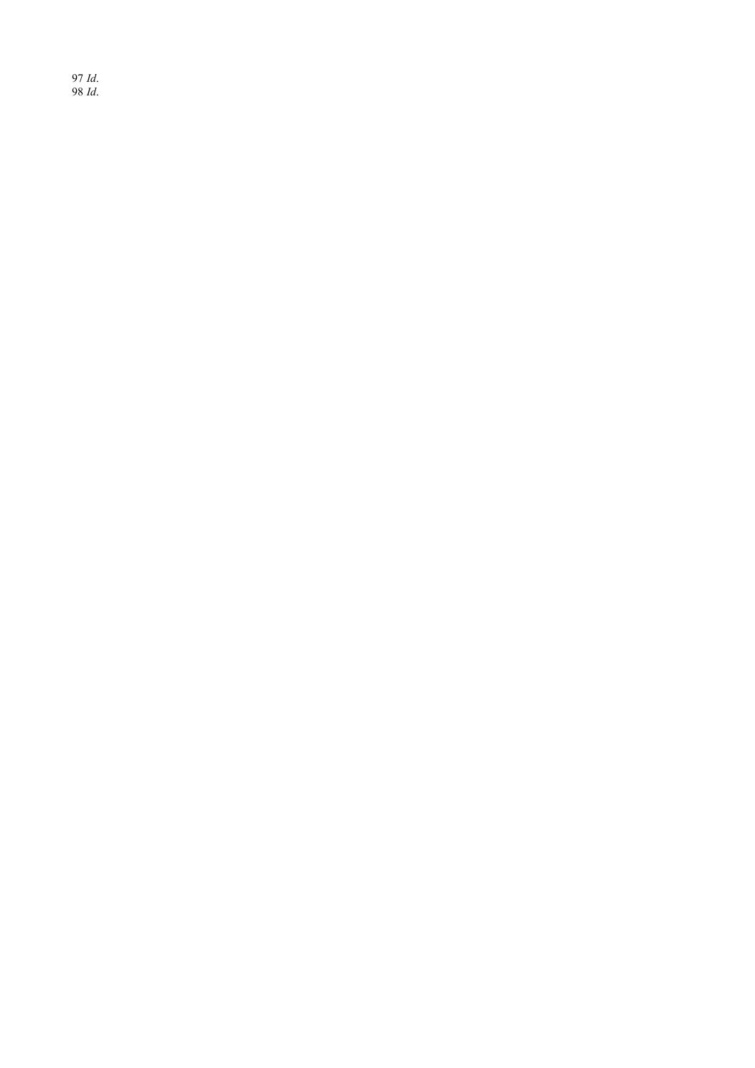97 *Id*.
98 *Id*.